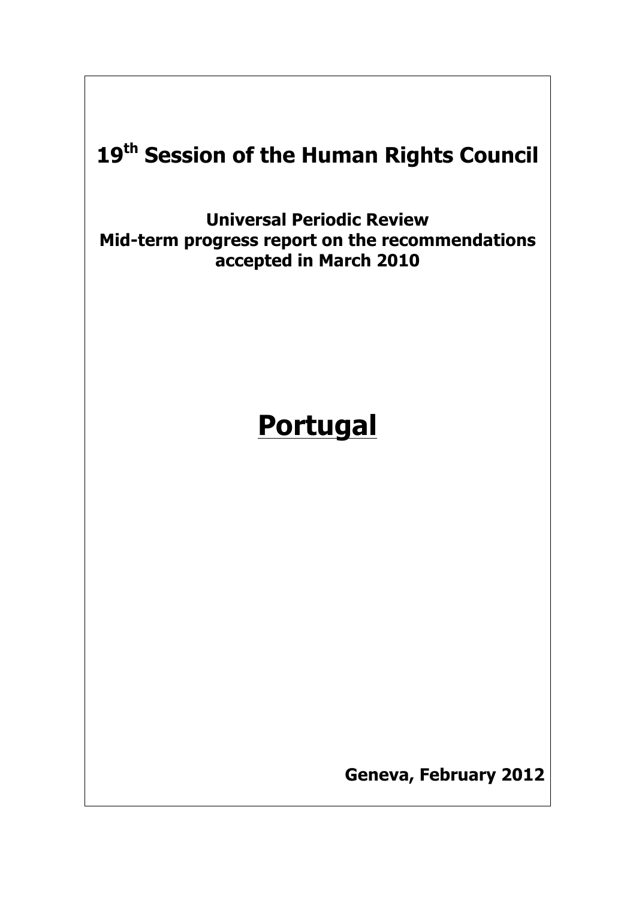# 19th Session of the Human Rights Council

## Universal Periodic Review
## Mid-term progress report on the recommendations accepted in March 2010

# Portugal

**Geneva, February 2012**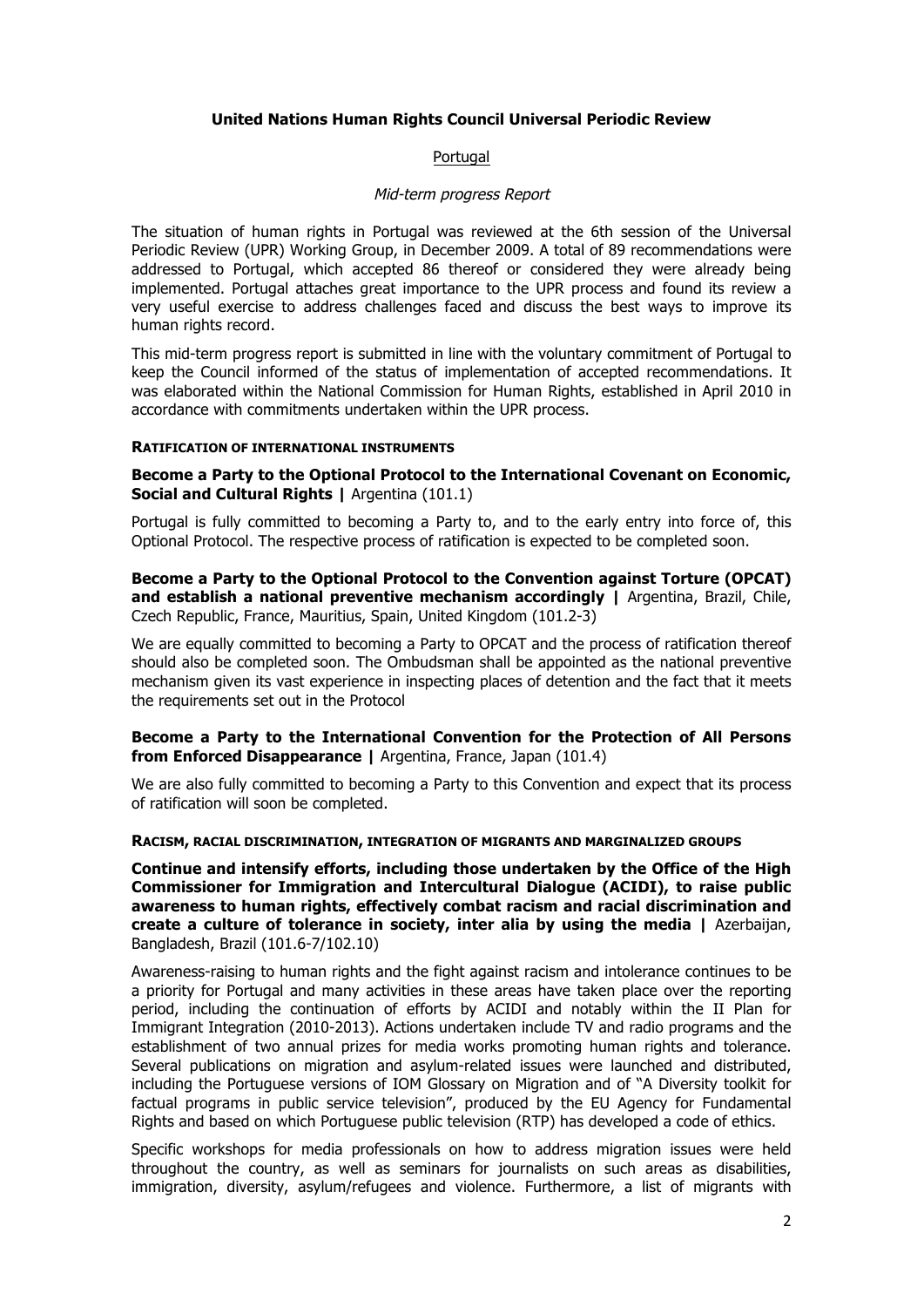**United Nations Human Rights Council Universal Periodic Review**

Portugal

*Mid-term progress Report*

The situation of human rights in Portugal was reviewed at the 6th session of the Universal Periodic Review (UPR) Working Group, in December 2009. A total of 89 recommendations were addressed to Portugal, which accepted 86 thereof or considered they were already being implemented. Portugal attaches great importance to the UPR process and found its review a very useful exercise to address challenges faced and discuss the best ways to improve its human rights record.

This mid-term progress report is submitted in line with the voluntary commitment of Portugal to keep the Council informed of the status of implementation of accepted recommendations. It was elaborated within the National Commission for Human Rights, established in April 2010 in accordance with commitments undertaken within the UPR process.

## RATIFICATION OF INTERNATIONAL INSTRUMENTS

**Become a Party to the Optional Protocol to the International Covenant on Economic, Social and Cultural Rights |** Argentina (101.1)

Portugal is fully committed to becoming a Party to, and to the early entry into force of, this Optional Protocol. The respective process of ratification is expected to be completed soon.

**Become a Party to the Optional Protocol to the Convention against Torture (OPCAT) and establish a national preventive mechanism accordingly |** Argentina, Brazil, Chile, Czech Republic, France, Mauritius, Spain, United Kingdom (101.2-3)

We are equally committed to becoming a Party to OPCAT and the process of ratification thereof should also be completed soon. The Ombudsman shall be appointed as the national preventive mechanism given its vast experience in inspecting places of detention and the fact that it meets the requirements set out in the Protocol

**Become a Party to the International Convention for the Protection of All Persons from Enforced Disappearance |** Argentina, France, Japan (101.4)

We are also fully committed to becoming a Party to this Convention and expect that its process of ratification will soon be completed.

## RACISM, RACIAL DISCRIMINATION, INTEGRATION OF MIGRANTS AND MARGINALIZED GROUPS

**Continue and intensify efforts, including those undertaken by the Office of the High Commissioner for Immigration and Intercultural Dialogue (ACIDI), to raise public awareness to human rights, effectively combat racism and racial discrimination and create a culture of tolerance in society, inter alia by using the media |** Azerbaijan, Bangladesh, Brazil (101.6-7/102.10)

Awareness-raising to human rights and the fight against racism and intolerance continues to be a priority for Portugal and many activities in these areas have taken place over the reporting period, including the continuation of efforts by ACIDI and notably within the II Plan for Immigrant Integration (2010-2013). Actions undertaken include TV and radio programs and the establishment of two annual prizes for media works promoting human rights and tolerance. Several publications on migration and asylum-related issues were launched and distributed, including the Portuguese versions of IOM Glossary on Migration and of "A Diversity toolkit for factual programs in public service television", produced by the EU Agency for Fundamental Rights and based on which Portuguese public television (RTP) has developed a code of ethics.

Specific workshops for media professionals on how to address migration issues were held throughout the country, as well as seminars for journalists on such areas as disabilities, immigration, diversity, asylum/refugees and violence. Furthermore, a list of migrants with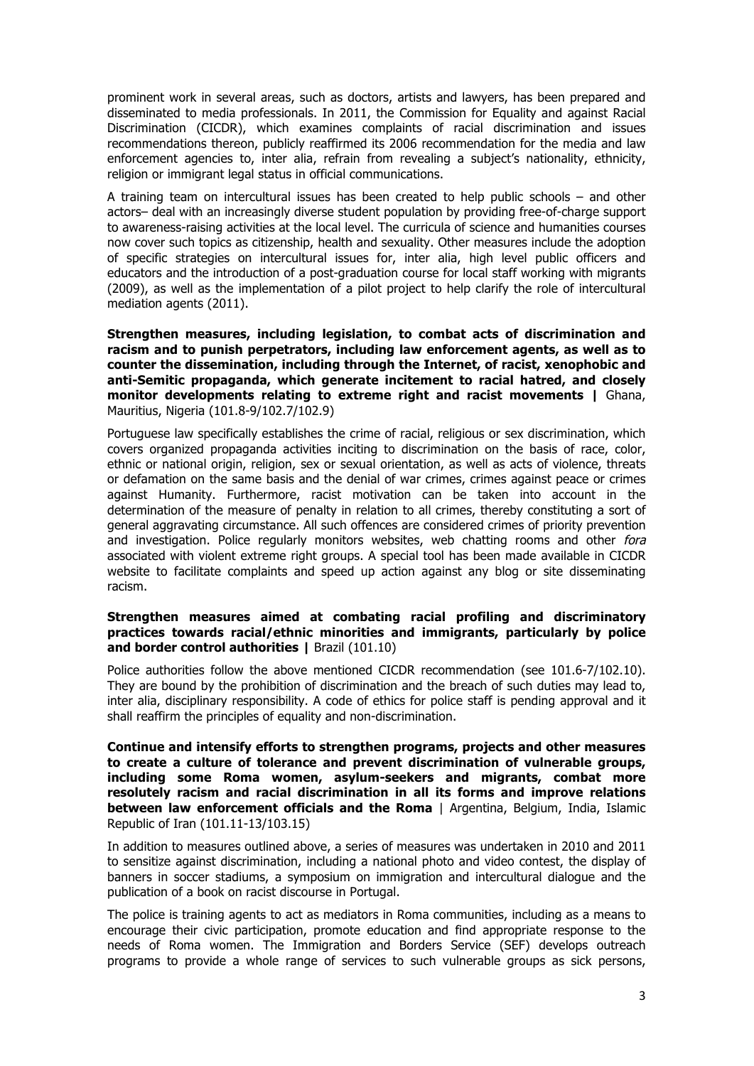prominent work in several areas, such as doctors, artists and lawyers, has been prepared and disseminated to media professionals. In 2011, the Commission for Equality and against Racial Discrimination (CICDR), which examines complaints of racial discrimination and issues recommendations thereon, publicly reaffirmed its 2006 recommendation for the media and law enforcement agencies to, inter alia, refrain from revealing a subject's nationality, ethnicity, religion or immigrant legal status in official communications.

A training team on intercultural issues has been created to help public schools – and other actors– deal with an increasingly diverse student population by providing free-of-charge support to awareness-raising activities at the local level. The curricula of science and humanities courses now cover such topics as citizenship, health and sexuality. Other measures include the adoption of specific strategies on intercultural issues for, inter alia, high level public officers and educators and the introduction of a post-graduation course for local staff working with migrants (2009), as well as the implementation of a pilot project to help clarify the role of intercultural mediation agents (2011).

**Strengthen measures, including legislation, to combat acts of discrimination and racism and to punish perpetrators, including law enforcement agents, as well as to counter the dissemination, including through the Internet, of racist, xenophobic and anti-Semitic propaganda, which generate incitement to racial hatred, and closely monitor developments relating to extreme right and racist movements |** Ghana, Mauritius, Nigeria (101.8-9/102.7/102.9)

Portuguese law specifically establishes the crime of racial, religious or sex discrimination, which covers organized propaganda activities inciting to discrimination on the basis of race, color, ethnic or national origin, religion, sex or sexual orientation, as well as acts of violence, threats or defamation on the same basis and the denial of war crimes, crimes against peace or crimes against Humanity. Furthermore, racist motivation can be taken into account in the determination of the measure of penalty in relation to all crimes, thereby constituting a sort of general aggravating circumstance. All such offences are considered crimes of priority prevention and investigation. Police regularly monitors websites, web chatting rooms and other *fora* associated with violent extreme right groups. A special tool has been made available in CICDR website to facilitate complaints and speed up action against any blog or site disseminating racism.

**Strengthen measures aimed at combating racial profiling and discriminatory practices towards racial/ethnic minorities and immigrants, particularly by police and border control authorities |** Brazil (101.10)

Police authorities follow the above mentioned CICDR recommendation (see 101.6-7/102.10). They are bound by the prohibition of discrimination and the breach of such duties may lead to, inter alia, disciplinary responsibility. A code of ethics for police staff is pending approval and it shall reaffirm the principles of equality and non-discrimination.

**Continue and intensify efforts to strengthen programs, projects and other measures to create a culture of tolerance and prevent discrimination of vulnerable groups, including some Roma women, asylum-seekers and migrants, combat more resolutely racism and racial discrimination in all its forms and improve relations between law enforcement officials and the Roma** | Argentina, Belgium, India, Islamic Republic of Iran (101.11-13/103.15)

In addition to measures outlined above, a series of measures was undertaken in 2010 and 2011 to sensitize against discrimination, including a national photo and video contest, the display of banners in soccer stadiums, a symposium on immigration and intercultural dialogue and the publication of a book on racist discourse in Portugal.

The police is training agents to act as mediators in Roma communities, including as a means to encourage their civic participation, promote education and find appropriate response to the needs of Roma women. The Immigration and Borders Service (SEF) develops outreach programs to provide a whole range of services to such vulnerable groups as sick persons,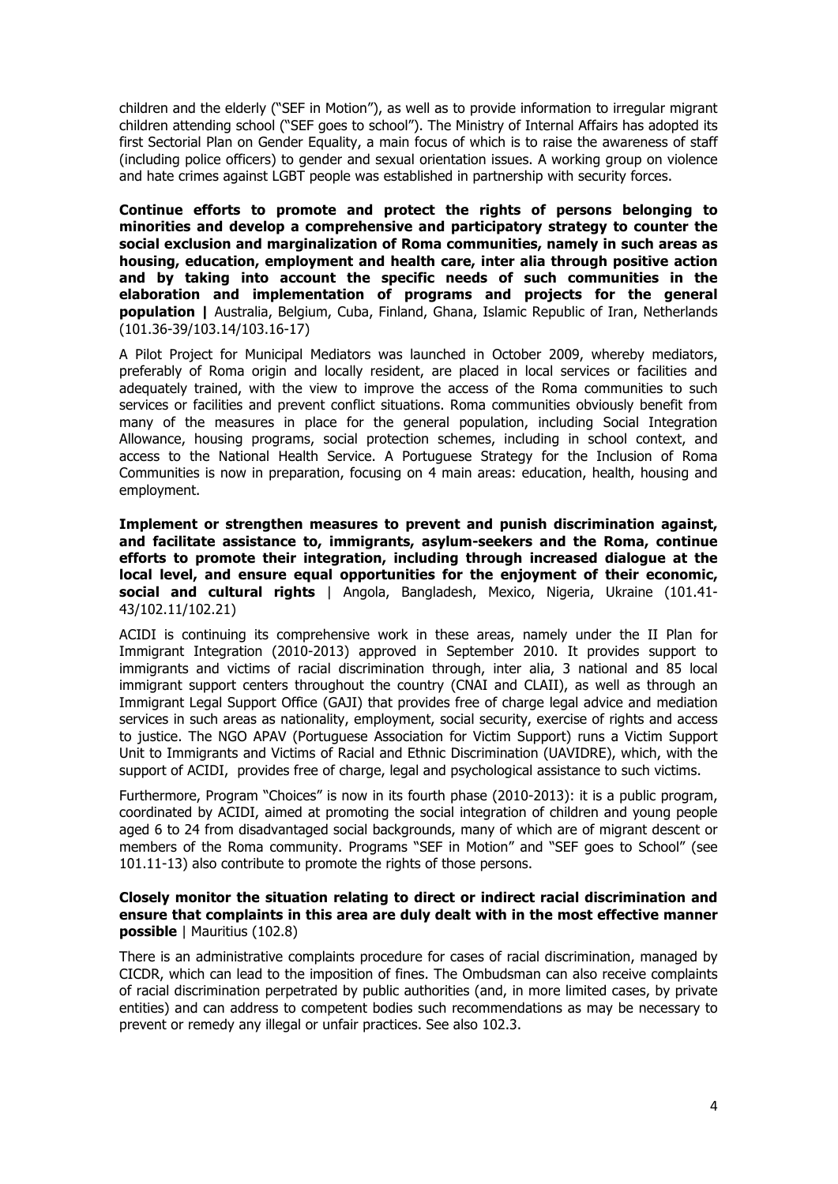children and the elderly ("SEF in Motion"), as well as to provide information to irregular migrant children attending school ("SEF goes to school"). The Ministry of Internal Affairs has adopted its first Sectorial Plan on Gender Equality, a main focus of which is to raise the awareness of staff (including police officers) to gender and sexual orientation issues. A working group on violence and hate crimes against LGBT people was established in partnership with security forces.

**Continue efforts to promote and protect the rights of persons belonging to minorities and develop a comprehensive and participatory strategy to counter the social exclusion and marginalization of Roma communities, namely in such areas as housing, education, employment and health care, inter alia through positive action and by taking into account the specific needs of such communities in the elaboration and implementation of programs and projects for the general population |** Australia, Belgium, Cuba, Finland, Ghana, Islamic Republic of Iran, Netherlands (101.36-39/103.14/103.16-17)

A Pilot Project for Municipal Mediators was launched in October 2009, whereby mediators, preferably of Roma origin and locally resident, are placed in local services or facilities and adequately trained, with the view to improve the access of the Roma communities to such services or facilities and prevent conflict situations. Roma communities obviously benefit from many of the measures in place for the general population, including Social Integration Allowance, housing programs, social protection schemes, including in school context, and access to the National Health Service. A Portuguese Strategy for the Inclusion of Roma Communities is now in preparation, focusing on 4 main areas: education, health, housing and employment.

**Implement or strengthen measures to prevent and punish discrimination against, and facilitate assistance to, immigrants, asylum-seekers and the Roma, continue efforts to promote their integration, including through increased dialogue at the local level, and ensure equal opportunities for the enjoyment of their economic, social and cultural rights** | Angola, Bangladesh, Mexico, Nigeria, Ukraine (101.41-43/102.11/102.21)

ACIDI is continuing its comprehensive work in these areas, namely under the II Plan for Immigrant Integration (2010-2013) approved in September 2010. It provides support to immigrants and victims of racial discrimination through, inter alia, 3 national and 85 local immigrant support centers throughout the country (CNAI and CLAII), as well as through an Immigrant Legal Support Office (GAJI) that provides free of charge legal advice and mediation services in such areas as nationality, employment, social security, exercise of rights and access to justice. The NGO APAV (Portuguese Association for Victim Support) runs a Victim Support Unit to Immigrants and Victims of Racial and Ethnic Discrimination (UAVIDRE), which, with the support of ACIDI, provides free of charge, legal and psychological assistance to such victims.

Furthermore, Program "Choices" is now in its fourth phase (2010-2013): it is a public program, coordinated by ACIDI, aimed at promoting the social integration of children and young people aged 6 to 24 from disadvantaged social backgrounds, many of which are of migrant descent or members of the Roma community. Programs "SEF in Motion" and "SEF goes to School" (see 101.11-13) also contribute to promote the rights of those persons.

**Closely monitor the situation relating to direct or indirect racial discrimination and ensure that complaints in this area are duly dealt with in the most effective manner possible** | Mauritius (102.8)

There is an administrative complaints procedure for cases of racial discrimination, managed by CICDR, which can lead to the imposition of fines. The Ombudsman can also receive complaints of racial discrimination perpetrated by public authorities (and, in more limited cases, by private entities) and can address to competent bodies such recommendations as may be necessary to prevent or remedy any illegal or unfair practices. See also 102.3.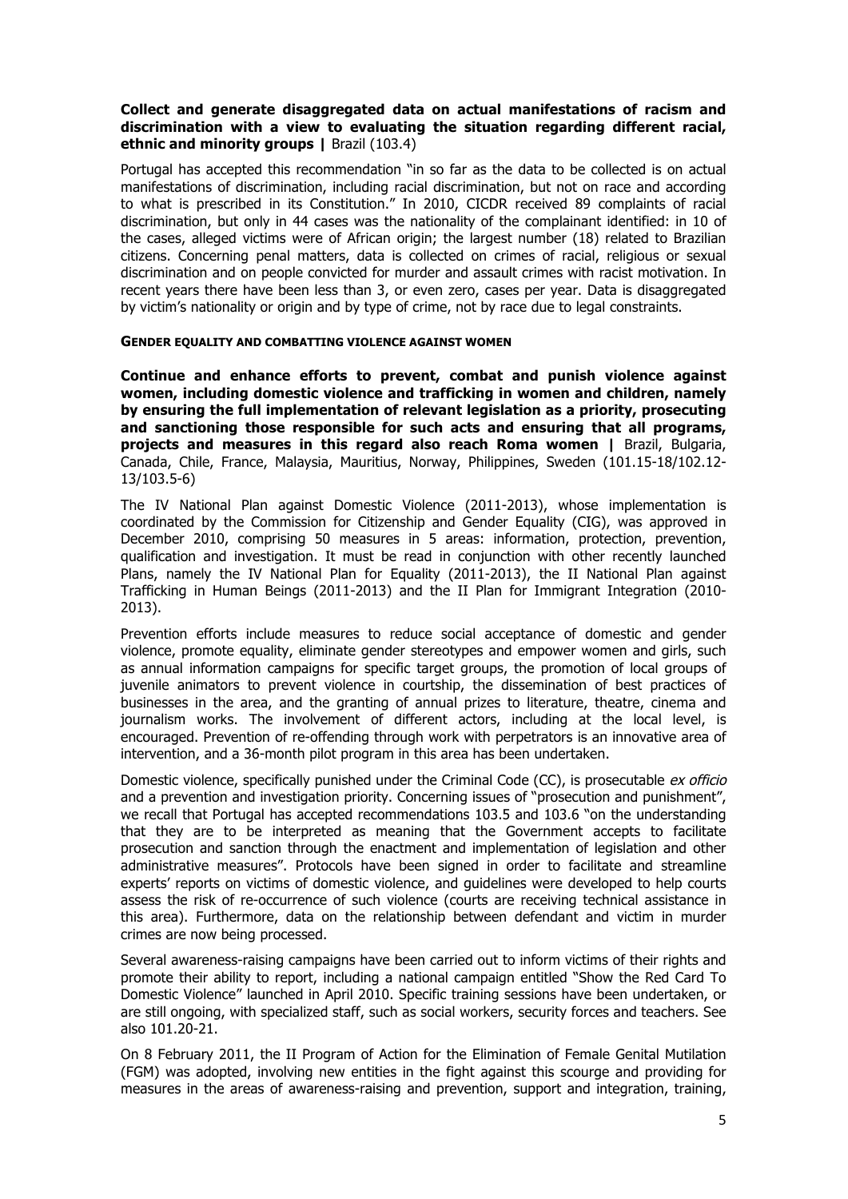**Collect and generate disaggregated data on actual manifestations of racism and discrimination with a view to evaluating the situation regarding different racial, ethnic and minority groups |** Brazil (103.4)

Portugal has accepted this recommendation "in so far as the data to be collected is on actual manifestations of discrimination, including racial discrimination, but not on race and according to what is prescribed in its Constitution." In 2010, CICDR received 89 complaints of racial discrimination, but only in 44 cases was the nationality of the complainant identified: in 10 of the cases, alleged victims were of African origin; the largest number (18) related to Brazilian citizens. Concerning penal matters, data is collected on crimes of racial, religious or sexual discrimination and on people convicted for murder and assault crimes with racist motivation. In recent years there have been less than 3, or even zero, cases per year. Data is disaggregated by victim's nationality or origin and by type of crime, not by race due to legal constraints.

## GENDER EQUALITY AND COMBATTING VIOLENCE AGAINST WOMEN

**Continue and enhance efforts to prevent, combat and punish violence against women, including domestic violence and trafficking in women and children, namely by ensuring the full implementation of relevant legislation as a priority, prosecuting and sanctioning those responsible for such acts and ensuring that all programs, projects and measures in this regard also reach Roma women |** Brazil, Bulgaria, Canada, Chile, France, Malaysia, Mauritius, Norway, Philippines, Sweden (101.15-18/102.12-13/103.5-6)

The IV National Plan against Domestic Violence (2011-2013), whose implementation is coordinated by the Commission for Citizenship and Gender Equality (CIG), was approved in December 2010, comprising 50 measures in 5 areas: information, protection, prevention, qualification and investigation. It must be read in conjunction with other recently launched Plans, namely the IV National Plan for Equality (2011-2013), the II National Plan against Trafficking in Human Beings (2011-2013) and the II Plan for Immigrant Integration (2010-2013).

Prevention efforts include measures to reduce social acceptance of domestic and gender violence, promote equality, eliminate gender stereotypes and empower women and girls, such as annual information campaigns for specific target groups, the promotion of local groups of juvenile animators to prevent violence in courtship, the dissemination of best practices of businesses in the area, and the granting of annual prizes to literature, theatre, cinema and journalism works. The involvement of different actors, including at the local level, is encouraged. Prevention of re-offending through work with perpetrators is an innovative area of intervention, and a 36-month pilot program in this area has been undertaken.

Domestic violence, specifically punished under the Criminal Code (CC), is prosecutable *ex officio* and a prevention and investigation priority. Concerning issues of "prosecution and punishment", we recall that Portugal has accepted recommendations 103.5 and 103.6 "on the understanding that they are to be interpreted as meaning that the Government accepts to facilitate prosecution and sanction through the enactment and implementation of legislation and other administrative measures". Protocols have been signed in order to facilitate and streamline experts' reports on victims of domestic violence, and guidelines were developed to help courts assess the risk of re-occurrence of such violence (courts are receiving technical assistance in this area). Furthermore, data on the relationship between defendant and victim in murder crimes are now being processed.

Several awareness-raising campaigns have been carried out to inform victims of their rights and promote their ability to report, including a national campaign entitled "Show the Red Card To Domestic Violence" launched in April 2010. Specific training sessions have been undertaken, or are still ongoing, with specialized staff, such as social workers, security forces and teachers. See also 101.20-21.

On 8 February 2011, the II Program of Action for the Elimination of Female Genital Mutilation (FGM) was adopted, involving new entities in the fight against this scourge and providing for measures in the areas of awareness-raising and prevention, support and integration, training,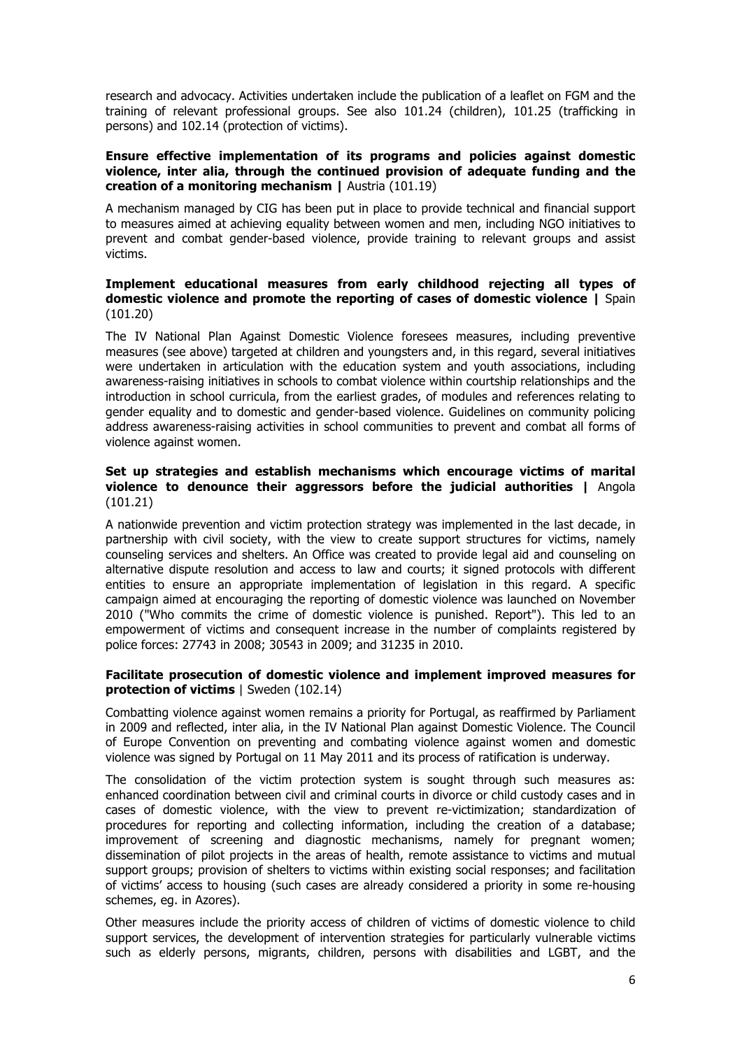research and advocacy. Activities undertaken include the publication of a leaflet on FGM and the training of relevant professional groups. See also 101.24 (children), 101.25 (trafficking in persons) and 102.14 (protection of victims).

**Ensure effective implementation of its programs and policies against domestic violence, inter alia, through the continued provision of adequate funding and the creation of a monitoring mechanism |** Austria (101.19)

A mechanism managed by CIG has been put in place to provide technical and financial support to measures aimed at achieving equality between women and men, including NGO initiatives to prevent and combat gender-based violence, provide training to relevant groups and assist victims.

**Implement educational measures from early childhood rejecting all types of domestic violence and promote the reporting of cases of domestic violence |** Spain (101.20)

The IV National Plan Against Domestic Violence foresees measures, including preventive measures (see above) targeted at children and youngsters and, in this regard, several initiatives were undertaken in articulation with the education system and youth associations, including awareness-raising initiatives in schools to combat violence within courtship relationships and the introduction in school curricula, from the earliest grades, of modules and references relating to gender equality and to domestic and gender-based violence. Guidelines on community policing address awareness-raising activities in school communities to prevent and combat all forms of violence against women.

**Set up strategies and establish mechanisms which encourage victims of marital violence to denounce their aggressors before the judicial authorities |** Angola (101.21)

A nationwide prevention and victim protection strategy was implemented in the last decade, in partnership with civil society, with the view to create support structures for victims, namely counseling services and shelters. An Office was created to provide legal aid and counseling on alternative dispute resolution and access to law and courts; it signed protocols with different entities to ensure an appropriate implementation of legislation in this regard. A specific campaign aimed at encouraging the reporting of domestic violence was launched on November 2010 ("Who commits the crime of domestic violence is punished. Report"). This led to an empowerment of victims and consequent increase in the number of complaints registered by police forces: 27743 in 2008; 30543 in 2009; and 31235 in 2010.

**Facilitate prosecution of domestic violence and implement improved measures for protection of victims** | Sweden (102.14)

Combatting violence against women remains a priority for Portugal, as reaffirmed by Parliament in 2009 and reflected, inter alia, in the IV National Plan against Domestic Violence. The Council of Europe Convention on preventing and combating violence against women and domestic violence was signed by Portugal on 11 May 2011 and its process of ratification is underway.

The consolidation of the victim protection system is sought through such measures as: enhanced coordination between civil and criminal courts in divorce or child custody cases and in cases of domestic violence, with the view to prevent re-victimization; standardization of procedures for reporting and collecting information, including the creation of a database; improvement of screening and diagnostic mechanisms, namely for pregnant women; dissemination of pilot projects in the areas of health, remote assistance to victims and mutual support groups; provision of shelters to victims within existing social responses; and facilitation of victims' access to housing (such cases are already considered a priority in some re-housing schemes, eg. in Azores).

Other measures include the priority access of children of victims of domestic violence to child support services, the development of intervention strategies for particularly vulnerable victims such as elderly persons, migrants, children, persons with disabilities and LGBT, and the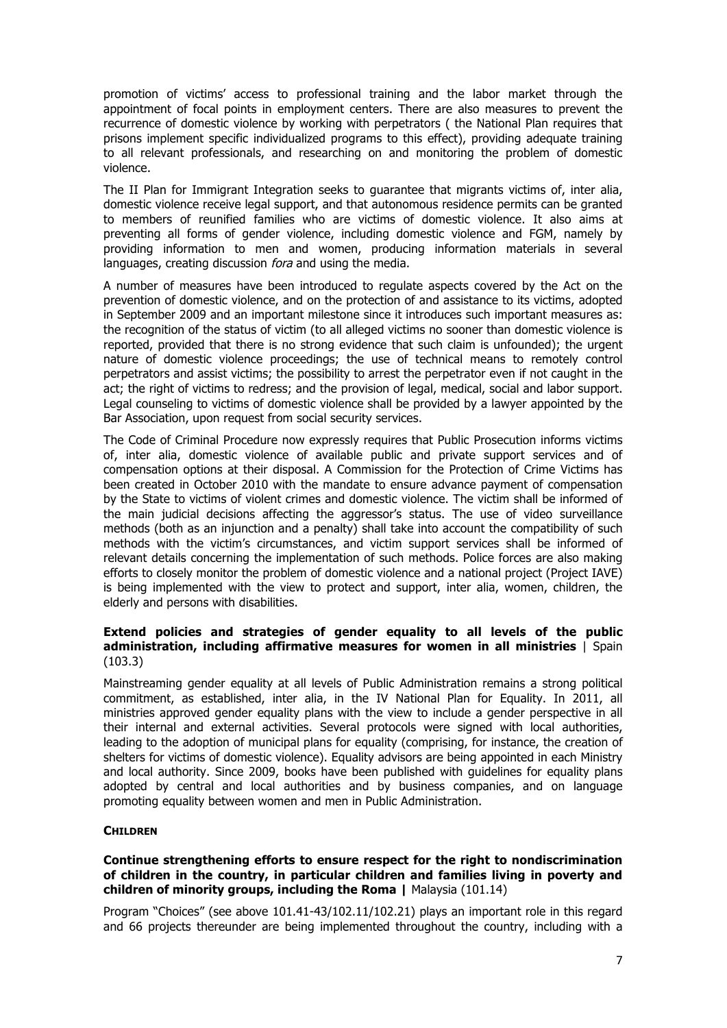promotion of victims' access to professional training and the labor market through the appointment of focal points in employment centers. There are also measures to prevent the recurrence of domestic violence by working with perpetrators ( the National Plan requires that prisons implement specific individualized programs to this effect), providing adequate training to all relevant professionals, and researching on and monitoring the problem of domestic violence.

The II Plan for Immigrant Integration seeks to guarantee that migrants victims of, inter alia, domestic violence receive legal support, and that autonomous residence permits can be granted to members of reunified families who are victims of domestic violence. It also aims at preventing all forms of gender violence, including domestic violence and FGM, namely by providing information to men and women, producing information materials in several languages, creating discussion *fora* and using the media.

A number of measures have been introduced to regulate aspects covered by the Act on the prevention of domestic violence, and on the protection of and assistance to its victims, adopted in September 2009 and an important milestone since it introduces such important measures as: the recognition of the status of victim (to all alleged victims no sooner than domestic violence is reported, provided that there is no strong evidence that such claim is unfounded); the urgent nature of domestic violence proceedings; the use of technical means to remotely control perpetrators and assist victims; the possibility to arrest the perpetrator even if not caught in the act; the right of victims to redress; and the provision of legal, medical, social and labor support. Legal counseling to victims of domestic violence shall be provided by a lawyer appointed by the Bar Association, upon request from social security services.

The Code of Criminal Procedure now expressly requires that Public Prosecution informs victims of, inter alia, domestic violence of available public and private support services and of compensation options at their disposal. A Commission for the Protection of Crime Victims has been created in October 2010 with the mandate to ensure advance payment of compensation by the State to victims of violent crimes and domestic violence. The victim shall be informed of the main judicial decisions affecting the aggressor's status. The use of video surveillance methods (both as an injunction and a penalty) shall take into account the compatibility of such methods with the victim's circumstances, and victim support services shall be informed of relevant details concerning the implementation of such methods. Police forces are also making efforts to closely monitor the problem of domestic violence and a national project (Project IAVE) is being implemented with the view to protect and support, inter alia, women, children, the elderly and persons with disabilities.

**Extend policies and strategies of gender equality to all levels of the public administration, including affirmative measures for women in all ministries** | Spain (103.3)

Mainstreaming gender equality at all levels of Public Administration remains a strong political commitment, as established, inter alia, in the IV National Plan for Equality. In 2011, all ministries approved gender equality plans with the view to include a gender perspective in all their internal and external activities. Several protocols were signed with local authorities, leading to the adoption of municipal plans for equality (comprising, for instance, the creation of shelters for victims of domestic violence). Equality advisors are being appointed in each Ministry and local authority. Since 2009, books have been published with guidelines for equality plans adopted by central and local authorities and by business companies, and on language promoting equality between women and men in Public Administration.

**CHILDREN**

**Continue strengthening efforts to ensure respect for the right to nondiscrimination of children in the country, in particular children and families living in poverty and children of minority groups, including the Roma |** Malaysia (101.14)

Program "Choices" (see above 101.41-43/102.11/102.21) plays an important role in this regard and 66 projects thereunder are being implemented throughout the country, including with a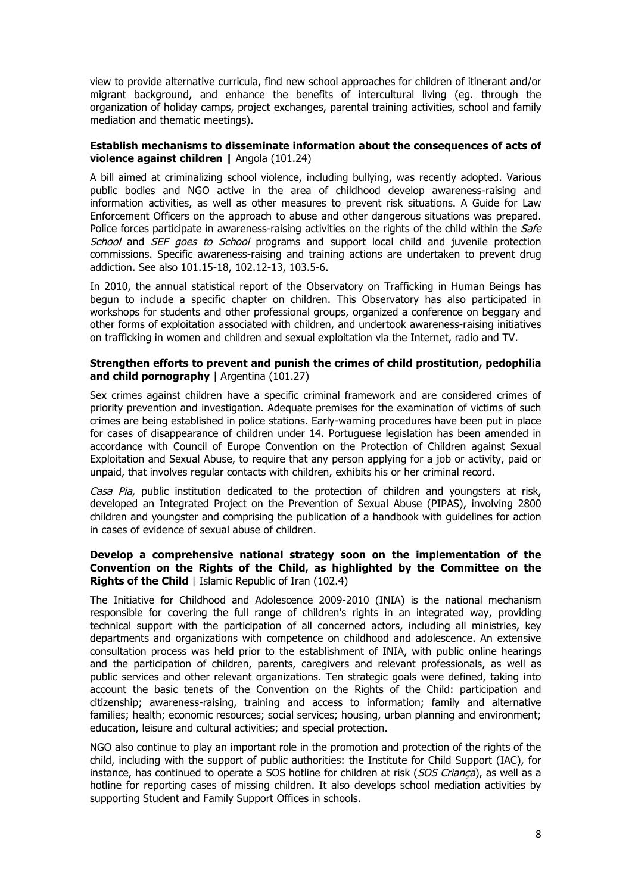view to provide alternative curricula, find new school approaches for children of itinerant and/or migrant background, and enhance the benefits of intercultural living (eg. through the organization of holiday camps, project exchanges, parental training activities, school and family mediation and thematic meetings).

**Establish mechanisms to disseminate information about the consequences of acts of violence against children |** Angola (101.24)

A bill aimed at criminalizing school violence, including bullying, was recently adopted. Various public bodies and NGO active in the area of childhood develop awareness-raising and information activities, as well as other measures to prevent risk situations. A Guide for Law Enforcement Officers on the approach to abuse and other dangerous situations was prepared. Police forces participate in awareness-raising activities on the rights of the child within the *Safe School* and *SEF goes to School* programs and support local child and juvenile protection commissions. Specific awareness-raising and training actions are undertaken to prevent drug addiction. See also 101.15-18, 102.12-13, 103.5-6.

In 2010, the annual statistical report of the Observatory on Trafficking in Human Beings has begun to include a specific chapter on children. This Observatory has also participated in workshops for students and other professional groups, organized a conference on beggary and other forms of exploitation associated with children, and undertook awareness-raising initiatives on trafficking in women and children and sexual exploitation via the Internet, radio and TV.

**Strengthen efforts to prevent and punish the crimes of child prostitution, pedophilia and child pornography** | Argentina (101.27)

Sex crimes against children have a specific criminal framework and are considered crimes of priority prevention and investigation. Adequate premises for the examination of victims of such crimes are being established in police stations. Early-warning procedures have been put in place for cases of disappearance of children under 14. Portuguese legislation has been amended in accordance with Council of Europe Convention on the Protection of Children against Sexual Exploitation and Sexual Abuse, to require that any person applying for a job or activity, paid or unpaid, that involves regular contacts with children, exhibits his or her criminal record.

*Casa Pia*, public institution dedicated to the protection of children and youngsters at risk, developed an Integrated Project on the Prevention of Sexual Abuse (PIPAS), involving 2800 children and youngster and comprising the publication of a handbook with guidelines for action in cases of evidence of sexual abuse of children.

**Develop a comprehensive national strategy soon on the implementation of the Convention on the Rights of the Child, as highlighted by the Committee on the Rights of the Child** | Islamic Republic of Iran (102.4)

The Initiative for Childhood and Adolescence 2009-2010 (INIA) is the national mechanism responsible for covering the full range of children's rights in an integrated way, providing technical support with the participation of all concerned actors, including all ministries, key departments and organizations with competence on childhood and adolescence. An extensive consultation process was held prior to the establishment of INIA, with public online hearings and the participation of children, parents, caregivers and relevant professionals, as well as public services and other relevant organizations. Ten strategic goals were defined, taking into account the basic tenets of the Convention on the Rights of the Child: participation and citizenship; awareness-raising, training and access to information; family and alternative families; health; economic resources; social services; housing, urban planning and environment; education, leisure and cultural activities; and special protection.

NGO also continue to play an important role in the promotion and protection of the rights of the child, including with the support of public authorities: the Institute for Child Support (IAC), for instance, has continued to operate a SOS hotline for children at risk (*SOS Criança*), as well as a hotline for reporting cases of missing children. It also develops school mediation activities by supporting Student and Family Support Offices in schools.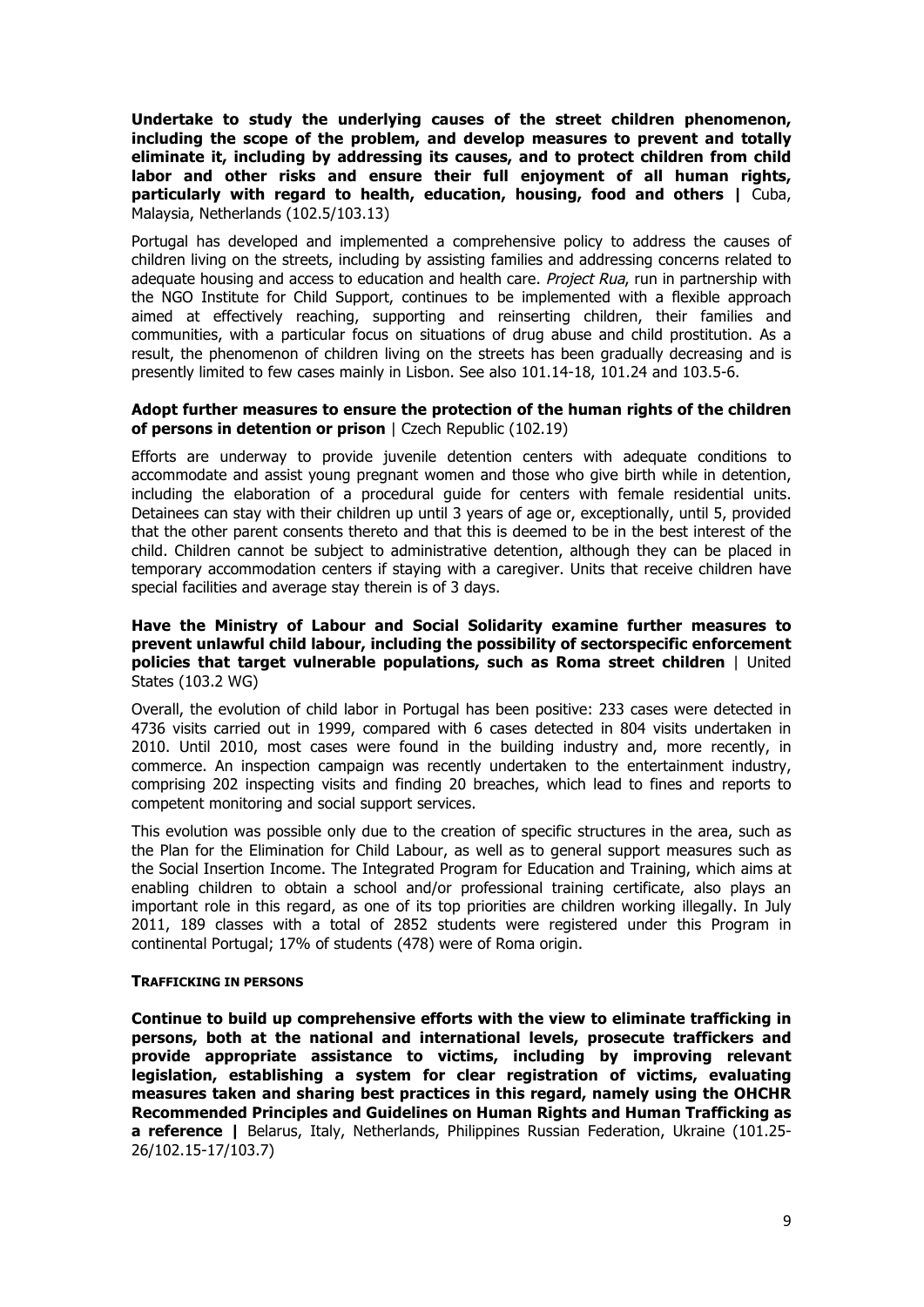**Undertake to study the underlying causes of the street children phenomenon, including the scope of the problem, and develop measures to prevent and totally eliminate it, including by addressing its causes, and to protect children from child labor and other risks and ensure their full enjoyment of all human rights, particularly with regard to health, education, housing, food and others |** Cuba, Malaysia, Netherlands (102.5/103.13)

Portugal has developed and implemented a comprehensive policy to address the causes of children living on the streets, including by assisting families and addressing concerns related to adequate housing and access to education and health care. *Project Rua*, run in partnership with the NGO Institute for Child Support, continues to be implemented with a flexible approach aimed at effectively reaching, supporting and reinserting children, their families and communities, with a particular focus on situations of drug abuse and child prostitution. As a result, the phenomenon of children living on the streets has been gradually decreasing and is presently limited to few cases mainly in Lisbon. See also 101.14-18, 101.24 and 103.5-6.

**Adopt further measures to ensure the protection of the human rights of the children of persons in detention or prison** | Czech Republic (102.19)

Efforts are underway to provide juvenile detention centers with adequate conditions to accommodate and assist young pregnant women and those who give birth while in detention, including the elaboration of a procedural guide for centers with female residential units. Detainees can stay with their children up until 3 years of age or, exceptionally, until 5, provided that the other parent consents thereto and that this is deemed to be in the best interest of the child. Children cannot be subject to administrative detention, although they can be placed in temporary accommodation centers if staying with a caregiver. Units that receive children have special facilities and average stay therein is of 3 days.

**Have the Ministry of Labour and Social Solidarity examine further measures to prevent unlawful child labour, including the possibility of sectorspecific enforcement policies that target vulnerable populations, such as Roma street children** | United States (103.2 WG)

Overall, the evolution of child labor in Portugal has been positive: 233 cases were detected in 4736 visits carried out in 1999, compared with 6 cases detected in 804 visits undertaken in 2010. Until 2010, most cases were found in the building industry and, more recently, in commerce. An inspection campaign was recently undertaken to the entertainment industry, comprising 202 inspecting visits and finding 20 breaches, which lead to fines and reports to competent monitoring and social support services.

This evolution was possible only due to the creation of specific structures in the area, such as the Plan for the Elimination for Child Labour, as well as to general support measures such as the Social Insertion Income. The Integrated Program for Education and Training, which aims at enabling children to obtain a school and/or professional training certificate, also plays an important role in this regard, as one of its top priorities are children working illegally. In July 2011, 189 classes with a total of 2852 students were registered under this Program in continental Portugal; 17% of students (478) were of Roma origin.

### TRAFFICKING IN PERSONS

**Continue to build up comprehensive efforts with the view to eliminate trafficking in persons, both at the national and international levels, prosecute traffickers and provide appropriate assistance to victims, including by improving relevant legislation, establishing a system for clear registration of victims, evaluating measures taken and sharing best practices in this regard, namely using the OHCHR Recommended Principles and Guidelines on Human Rights and Human Trafficking as a reference |** Belarus, Italy, Netherlands, Philippines Russian Federation, Ukraine (101.25-26/102.15-17/103.7)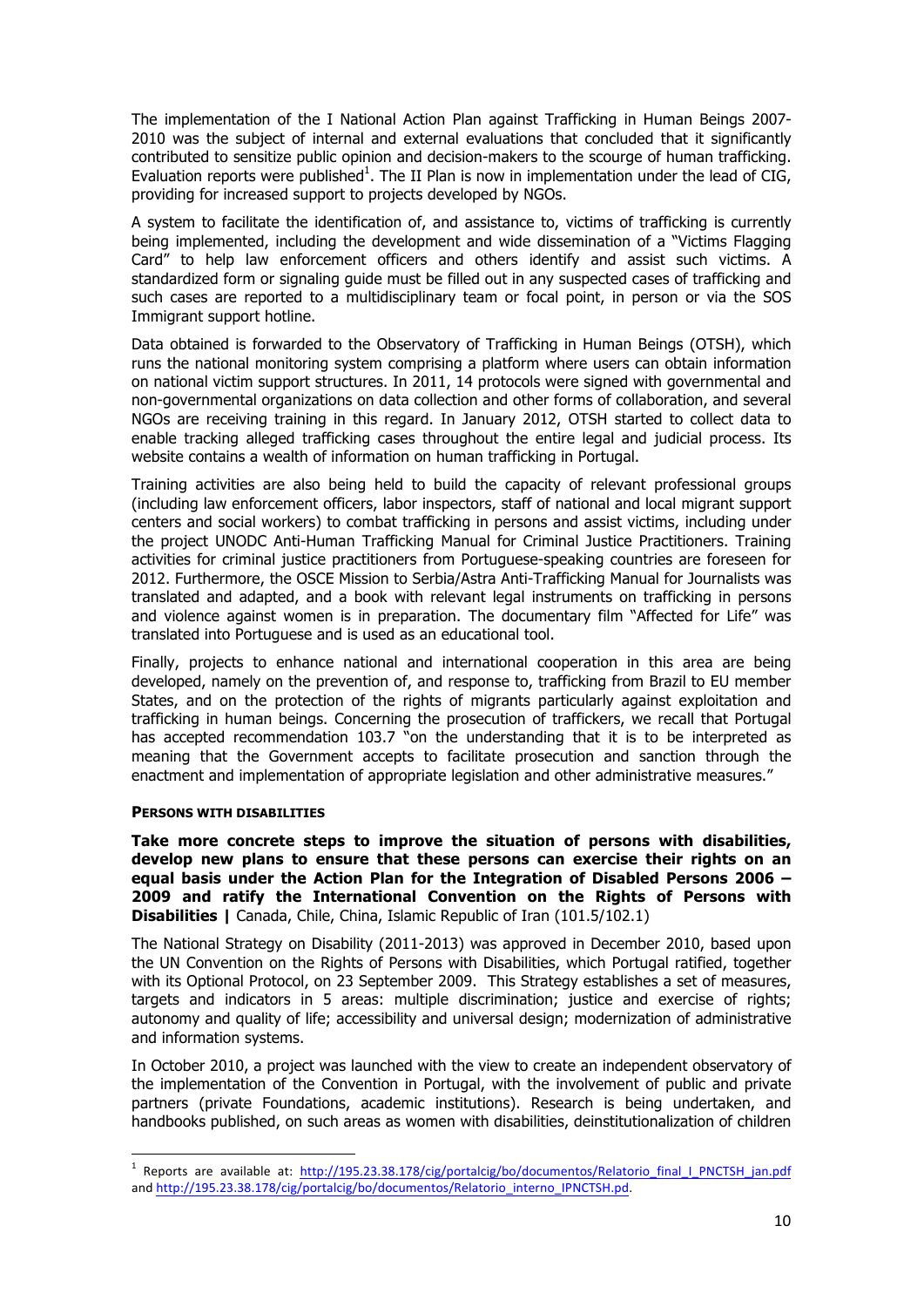The implementation of the I National Action Plan against Trafficking in Human Beings 2007-2010 was the subject of internal and external evaluations that concluded that it significantly contributed to sensitize public opinion and decision-makers to the scourge of human trafficking. Evaluation reports were published[1]. The II Plan is now in implementation under the lead of CIG, providing for increased support to projects developed by NGOs.

A system to facilitate the identification of, and assistance to, victims of trafficking is currently being implemented, including the development and wide dissemination of a "Victims Flagging Card" to help law enforcement officers and others identify and assist such victims. A standardized form or signaling guide must be filled out in any suspected cases of trafficking and such cases are reported to a multidisciplinary team or focal point, in person or via the SOS Immigrant support hotline.

Data obtained is forwarded to the Observatory of Trafficking in Human Beings (OTSH), which runs the national monitoring system comprising a platform where users can obtain information on national victim support structures. In 2011, 14 protocols were signed with governmental and non-governmental organizations on data collection and other forms of collaboration, and several NGOs are receiving training in this regard. In January 2012, OTSH started to collect data to enable tracking alleged trafficking cases throughout the entire legal and judicial process. Its website contains a wealth of information on human trafficking in Portugal.

Training activities are also being held to build the capacity of relevant professional groups (including law enforcement officers, labor inspectors, staff of national and local migrant support centers and social workers) to combat trafficking in persons and assist victims, including under the project UNODC Anti-Human Trafficking Manual for Criminal Justice Practitioners. Training activities for criminal justice practitioners from Portuguese-speaking countries are foreseen for 2012. Furthermore, the OSCE Mission to Serbia/Astra Anti-Trafficking Manual for Journalists was translated and adapted, and a book with relevant legal instruments on trafficking in persons and violence against women is in preparation. The documentary film "Affected for Life" was translated into Portuguese and is used as an educational tool.

Finally, projects to enhance national and international cooperation in this area are being developed, namely on the prevention of, and response to, trafficking from Brazil to EU member States, and on the protection of the rights of migrants particularly against exploitation and trafficking in human beings. Concerning the prosecution of traffickers, we recall that Portugal has accepted recommendation 103.7 "on the understanding that it is to be interpreted as meaning that the Government accepts to facilitate prosecution and sanction through the enactment and implementation of appropriate legislation and other administrative measures."

#### PERSONS WITH DISABILITIES

**Take more concrete steps to improve the situation of persons with disabilities, develop new plans to ensure that these persons can exercise their rights on an equal basis under the Action Plan for the Integration of Disabled Persons 2006 – 2009 and ratify the International Convention on the Rights of Persons with Disabilities |** Canada, Chile, China, Islamic Republic of Iran (101.5/102.1)

The National Strategy on Disability (2011-2013) was approved in December 2010, based upon the UN Convention on the Rights of Persons with Disabilities, which Portugal ratified, together with its Optional Protocol, on 23 September 2009. This Strategy establishes a set of measures, targets and indicators in 5 areas: multiple discrimination; justice and exercise of rights; autonomy and quality of life; accessibility and universal design; modernization of administrative and information systems.

In October 2010, a project was launched with the view to create an independent observatory of the implementation of the Convention in Portugal, with the involvement of public and private partners (private Foundations, academic institutions). Research is being undertaken, and handbooks published, on such areas as women with disabilities, deinstitutionalization of children

---

[1] Reports are available at: http://195.23.38.178/cig/portalcig/bo/documentos/Relatorio_final_I_PNCTSH_jan.pdf and http://195.23.38.178/cig/portalcig/bo/documentos/Relatorio_interno_IPNCTSH.pd.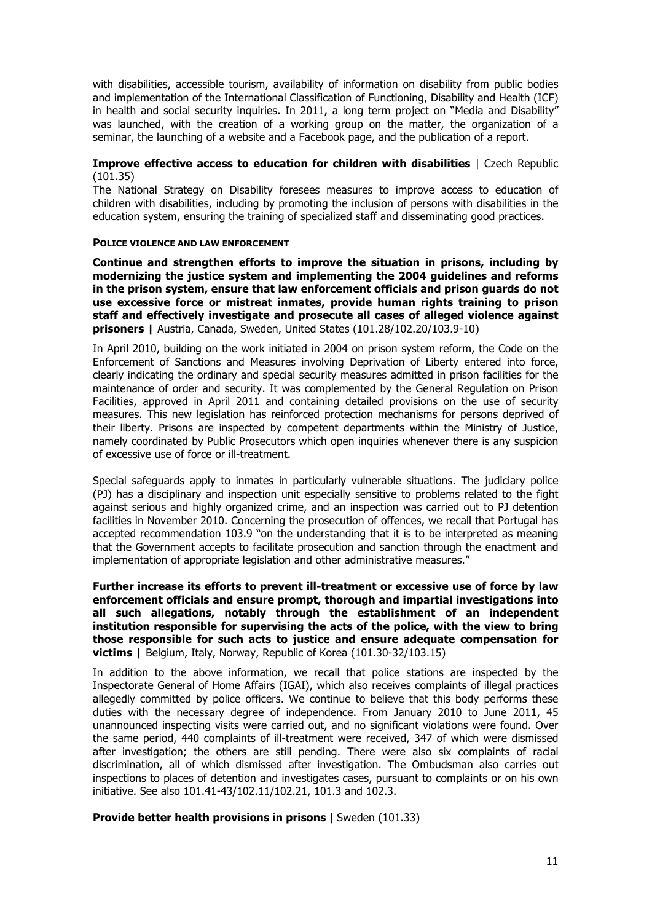with disabilities, accessible tourism, availability of information on disability from public bodies and implementation of the International Classification of Functioning, Disability and Health (ICF) in health and social security inquiries. In 2011, a long term project on "Media and Disability" was launched, with the creation of a working group on the matter, the organization of a seminar, the launching of a website and a Facebook page, and the publication of a report.

**Improve effective access to education for children with disabilities** | Czech Republic (101.35)

The National Strategy on Disability foresees measures to improve access to education of children with disabilities, including by promoting the inclusion of persons with disabilities in the education system, ensuring the training of specialized staff and disseminating good practices.

**POLICE VIOLENCE AND LAW ENFORCEMENT**

**Continue and strengthen efforts to improve the situation in prisons, including by modernizing the justice system and implementing the 2004 guidelines and reforms in the prison system, ensure that law enforcement officials and prison guards do not use excessive force or mistreat inmates, provide human rights training to prison staff and effectively investigate and prosecute all cases of alleged violence against prisoners |** Austria, Canada, Sweden, United States (101.28/102.20/103.9-10)

In April 2010, building on the work initiated in 2004 on prison system reform, the Code on the Enforcement of Sanctions and Measures involving Deprivation of Liberty entered into force, clearly indicating the ordinary and special security measures admitted in prison facilities for the maintenance of order and security. It was complemented by the General Regulation on Prison Facilities, approved in April 2011 and containing detailed provisions on the use of security measures. This new legislation has reinforced protection mechanisms for persons deprived of their liberty. Prisons are inspected by competent departments within the Ministry of Justice, namely coordinated by Public Prosecutors which open inquiries whenever there is any suspicion of excessive use of force or ill-treatment.

Special safeguards apply to inmates in particularly vulnerable situations. The judiciary police (PJ) has a disciplinary and inspection unit especially sensitive to problems related to the fight against serious and highly organized crime, and an inspection was carried out to PJ detention facilities in November 2010. Concerning the prosecution of offences, we recall that Portugal has accepted recommendation 103.9 "on the understanding that it is to be interpreted as meaning that the Government accepts to facilitate prosecution and sanction through the enactment and implementation of appropriate legislation and other administrative measures."

**Further increase its efforts to prevent ill-treatment or excessive use of force by law enforcement officials and ensure prompt, thorough and impartial investigations into all such allegations, notably through the establishment of an independent institution responsible for supervising the acts of the police, with the view to bring those responsible for such acts to justice and ensure adequate compensation for victims |** Belgium, Italy, Norway, Republic of Korea (101.30-32/103.15)

In addition to the above information, we recall that police stations are inspected by the Inspectorate General of Home Affairs (IGAI), which also receives complaints of illegal practices allegedly committed by police officers. We continue to believe that this body performs these duties with the necessary degree of independence. From January 2010 to June 2011, 45 unannounced inspecting visits were carried out, and no significant violations were found. Over the same period, 440 complaints of ill-treatment were received, 347 of which were dismissed after investigation; the others are still pending. There were also six complaints of racial discrimination, all of which dismissed after investigation. The Ombudsman also carries out inspections to places of detention and investigates cases, pursuant to complaints or on his own initiative. See also 101.41-43/102.11/102.21, 101.3 and 102.3.

**Provide better health provisions in prisons** | Sweden (101.33)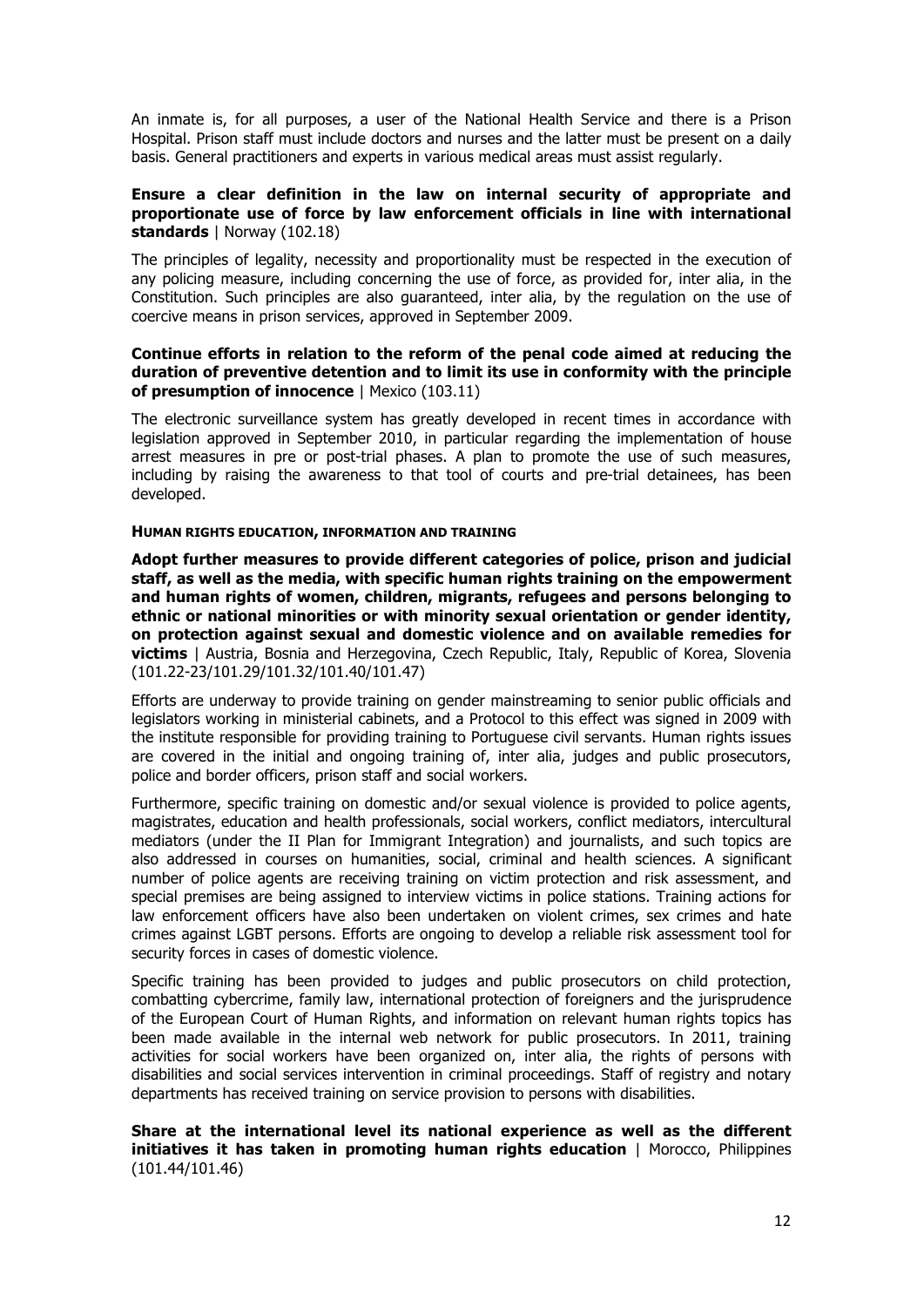An inmate is, for all purposes, a user of the National Health Service and there is a Prison Hospital. Prison staff must include doctors and nurses and the latter must be present on a daily basis. General practitioners and experts in various medical areas must assist regularly.

**Ensure a clear definition in the law on internal security of appropriate and proportionate use of force by law enforcement officials in line with international standards** | Norway (102.18)

The principles of legality, necessity and proportionality must be respected in the execution of any policing measure, including concerning the use of force, as provided for, inter alia, in the Constitution. Such principles are also guaranteed, inter alia, by the regulation on the use of coercive means in prison services, approved in September 2009.

**Continue efforts in relation to the reform of the penal code aimed at reducing the duration of preventive detention and to limit its use in conformity with the principle of presumption of innocence** | Mexico (103.11)

The electronic surveillance system has greatly developed in recent times in accordance with legislation approved in September 2010, in particular regarding the implementation of house arrest measures in pre or post-trial phases. A plan to promote the use of such measures, including by raising the awareness to that tool of courts and pre-trial detainees, has been developed.

#### HUMAN RIGHTS EDUCATION, INFORMATION AND TRAINING

**Adopt further measures to provide different categories of police, prison and judicial staff, as well as the media, with specific human rights training on the empowerment and human rights of women, children, migrants, refugees and persons belonging to ethnic or national minorities or with minority sexual orientation or gender identity, on protection against sexual and domestic violence and on available remedies for victims** | Austria, Bosnia and Herzegovina, Czech Republic, Italy, Republic of Korea, Slovenia (101.22-23/101.29/101.32/101.40/101.47)

Efforts are underway to provide training on gender mainstreaming to senior public officials and legislators working in ministerial cabinets, and a Protocol to this effect was signed in 2009 with the institute responsible for providing training to Portuguese civil servants. Human rights issues are covered in the initial and ongoing training of, inter alia, judges and public prosecutors, police and border officers, prison staff and social workers.

Furthermore, specific training on domestic and/or sexual violence is provided to police agents, magistrates, education and health professionals, social workers, conflict mediators, intercultural mediators (under the II Plan for Immigrant Integration) and journalists, and such topics are also addressed in courses on humanities, social, criminal and health sciences. A significant number of police agents are receiving training on victim protection and risk assessment, and special premises are being assigned to interview victims in police stations. Training actions for law enforcement officers have also been undertaken on violent crimes, sex crimes and hate crimes against LGBT persons. Efforts are ongoing to develop a reliable risk assessment tool for security forces in cases of domestic violence.

Specific training has been provided to judges and public prosecutors on child protection, combatting cybercrime, family law, international protection of foreigners and the jurisprudence of the European Court of Human Rights, and information on relevant human rights topics has been made available in the internal web network for public prosecutors. In 2011, training activities for social workers have been organized on, inter alia, the rights of persons with disabilities and social services intervention in criminal proceedings. Staff of registry and notary departments has received training on service provision to persons with disabilities.

**Share at the international level its national experience as well as the different initiatives it has taken in promoting human rights education** | Morocco, Philippines (101.44/101.46)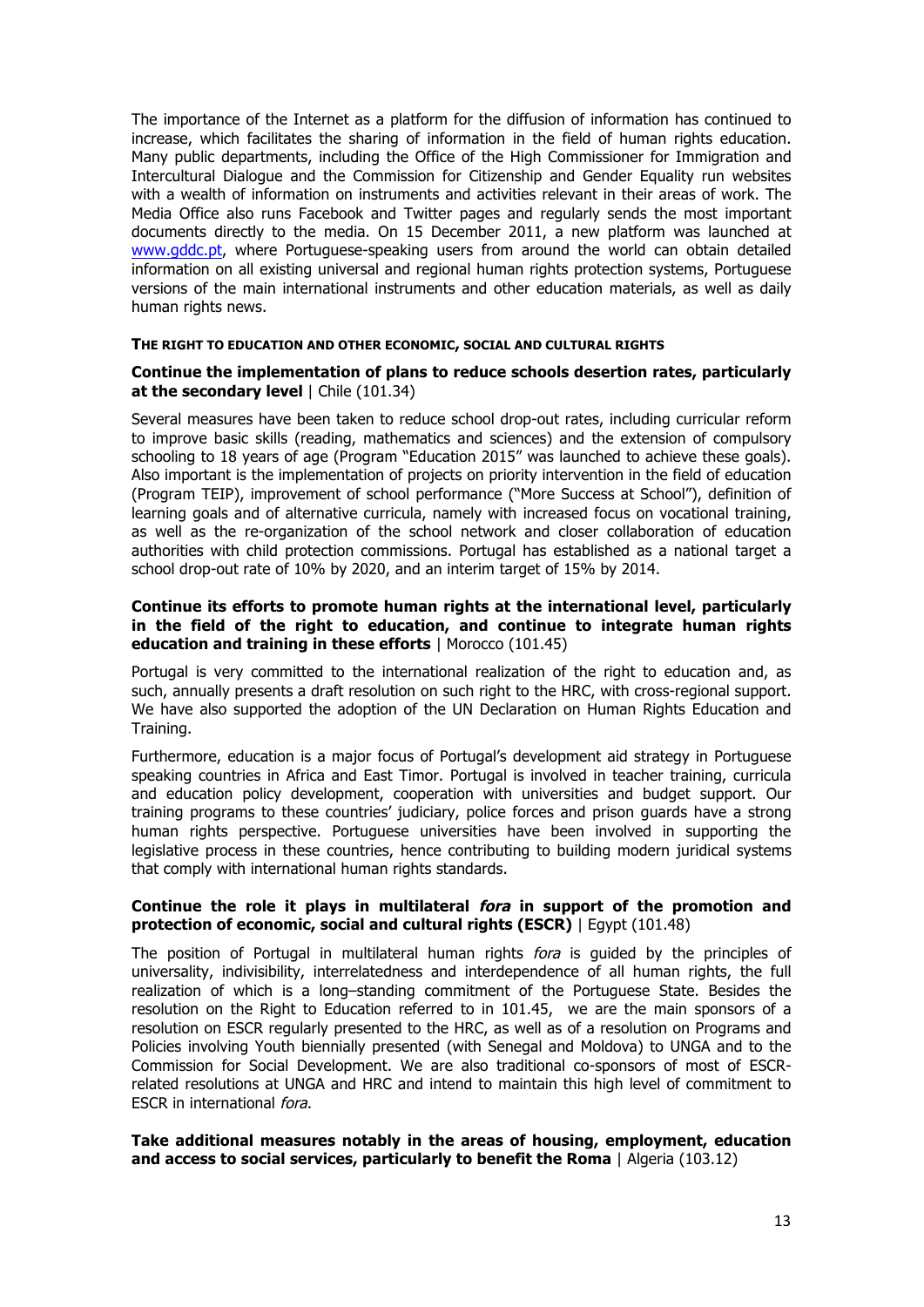The importance of the Internet as a platform for the diffusion of information has continued to increase, which facilitates the sharing of information in the field of human rights education. Many public departments, including the Office of the High Commissioner for Immigration and Intercultural Dialogue and the Commission for Citizenship and Gender Equality run websites with a wealth of information on instruments and activities relevant in their areas of work. The Media Office also runs Facebook and Twitter pages and regularly sends the most important documents directly to the media. On 15 December 2011, a new platform was launched at www.gddc.pt, where Portuguese-speaking users from around the world can obtain detailed information on all existing universal and regional human rights protection systems, Portuguese versions of the main international instruments and other education materials, as well as daily human rights news.

#### THE RIGHT TO EDUCATION AND OTHER ECONOMIC, SOCIAL AND CULTURAL RIGHTS

**Continue the implementation of plans to reduce schools desertion rates, particularly at the secondary level** | Chile (101.34)

Several measures have been taken to reduce school drop-out rates, including curricular reform to improve basic skills (reading, mathematics and sciences) and the extension of compulsory schooling to 18 years of age (Program "Education 2015" was launched to achieve these goals). Also important is the implementation of projects on priority intervention in the field of education (Program TEIP), improvement of school performance ("More Success at School"), definition of learning goals and of alternative curricula, namely with increased focus on vocational training, as well as the re-organization of the school network and closer collaboration of education authorities with child protection commissions. Portugal has established as a national target a school drop-out rate of 10% by 2020, and an interim target of 15% by 2014.

**Continue its efforts to promote human rights at the international level, particularly in the field of the right to education, and continue to integrate human rights education and training in these efforts** | Morocco (101.45)

Portugal is very committed to the international realization of the right to education and, as such, annually presents a draft resolution on such right to the HRC, with cross-regional support. We have also supported the adoption of the UN Declaration on Human Rights Education and Training.

Furthermore, education is a major focus of Portugal's development aid strategy in Portuguese speaking countries in Africa and East Timor. Portugal is involved in teacher training, curricula and education policy development, cooperation with universities and budget support. Our training programs to these countries' judiciary, police forces and prison guards have a strong human rights perspective. Portuguese universities have been involved in supporting the legislative process in these countries, hence contributing to building modern juridical systems that comply with international human rights standards.

**Continue the role it plays in multilateral *fora* in support of the promotion and protection of economic, social and cultural rights (ESCR)** | Egypt (101.48)

The position of Portugal in multilateral human rights *fora* is guided by the principles of universality, indivisibility, interrelatedness and interdependence of all human rights, the full realization of which is a long–standing commitment of the Portuguese State. Besides the resolution on the Right to Education referred to in 101.45, we are the main sponsors of a resolution on ESCR regularly presented to the HRC, as well as of a resolution on Programs and Policies involving Youth biennially presented (with Senegal and Moldova) to UNGA and to the Commission for Social Development. We are also traditional co-sponsors of most of ESCR-related resolutions at UNGA and HRC and intend to maintain this high level of commitment to ESCR in international *fora*.

**Take additional measures notably in the areas of housing, employment, education and access to social services, particularly to benefit the Roma** | Algeria (103.12)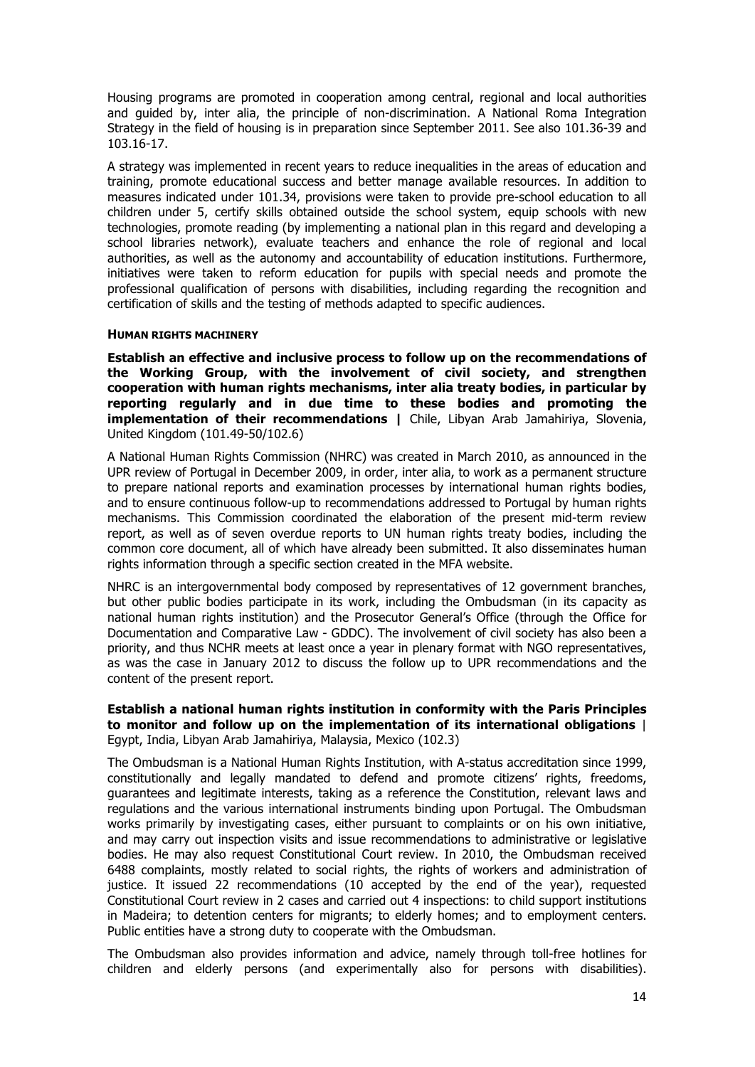Housing programs are promoted in cooperation among central, regional and local authorities and guided by, inter alia, the principle of non-discrimination. A National Roma Integration Strategy in the field of housing is in preparation since September 2011. See also 101.36-39 and 103.16-17.

A strategy was implemented in recent years to reduce inequalities in the areas of education and training, promote educational success and better manage available resources. In addition to measures indicated under 101.34, provisions were taken to provide pre-school education to all children under 5, certify skills obtained outside the school system, equip schools with new technologies, promote reading (by implementing a national plan in this regard and developing a school libraries network), evaluate teachers and enhance the role of regional and local authorities, as well as the autonomy and accountability of education institutions. Furthermore, initiatives were taken to reform education for pupils with special needs and promote the professional qualification of persons with disabilities, including regarding the recognition and certification of skills and the testing of methods adapted to specific audiences.

#### HUMAN RIGHTS MACHINERY

**Establish an effective and inclusive process to follow up on the recommendations of the Working Group, with the involvement of civil society, and strengthen cooperation with human rights mechanisms, inter alia treaty bodies, in particular by reporting regularly and in due time to these bodies and promoting the implementation of their recommendations |** Chile, Libyan Arab Jamahiriya, Slovenia, United Kingdom (101.49-50/102.6)

A National Human Rights Commission (NHRC) was created in March 2010, as announced in the UPR review of Portugal in December 2009, in order, inter alia, to work as a permanent structure to prepare national reports and examination processes by international human rights bodies, and to ensure continuous follow-up to recommendations addressed to Portugal by human rights mechanisms. This Commission coordinated the elaboration of the present mid-term review report, as well as of seven overdue reports to UN human rights treaty bodies, including the common core document, all of which have already been submitted. It also disseminates human rights information through a specific section created in the MFA website.

NHRC is an intergovernmental body composed by representatives of 12 government branches, but other public bodies participate in its work, including the Ombudsman (in its capacity as national human rights institution) and the Prosecutor General's Office (through the Office for Documentation and Comparative Law - GDDC). The involvement of civil society has also been a priority, and thus NCHR meets at least once a year in plenary format with NGO representatives, as was the case in January 2012 to discuss the follow up to UPR recommendations and the content of the present report.

**Establish a national human rights institution in conformity with the Paris Principles to monitor and follow up on the implementation of its international obligations** | Egypt, India, Libyan Arab Jamahiriya, Malaysia, Mexico (102.3)

The Ombudsman is a National Human Rights Institution, with A-status accreditation since 1999, constitutionally and legally mandated to defend and promote citizens' rights, freedoms, guarantees and legitimate interests, taking as a reference the Constitution, relevant laws and regulations and the various international instruments binding upon Portugal. The Ombudsman works primarily by investigating cases, either pursuant to complaints or on his own initiative, and may carry out inspection visits and issue recommendations to administrative or legislative bodies. He may also request Constitutional Court review. In 2010, the Ombudsman received 6488 complaints, mostly related to social rights, the rights of workers and administration of justice. It issued 22 recommendations (10 accepted by the end of the year), requested Constitutional Court review in 2 cases and carried out 4 inspections: to child support institutions in Madeira; to detention centers for migrants; to elderly homes; and to employment centers. Public entities have a strong duty to cooperate with the Ombudsman.

The Ombudsman also provides information and advice, namely through toll-free hotlines for children and elderly persons (and experimentally also for persons with disabilities).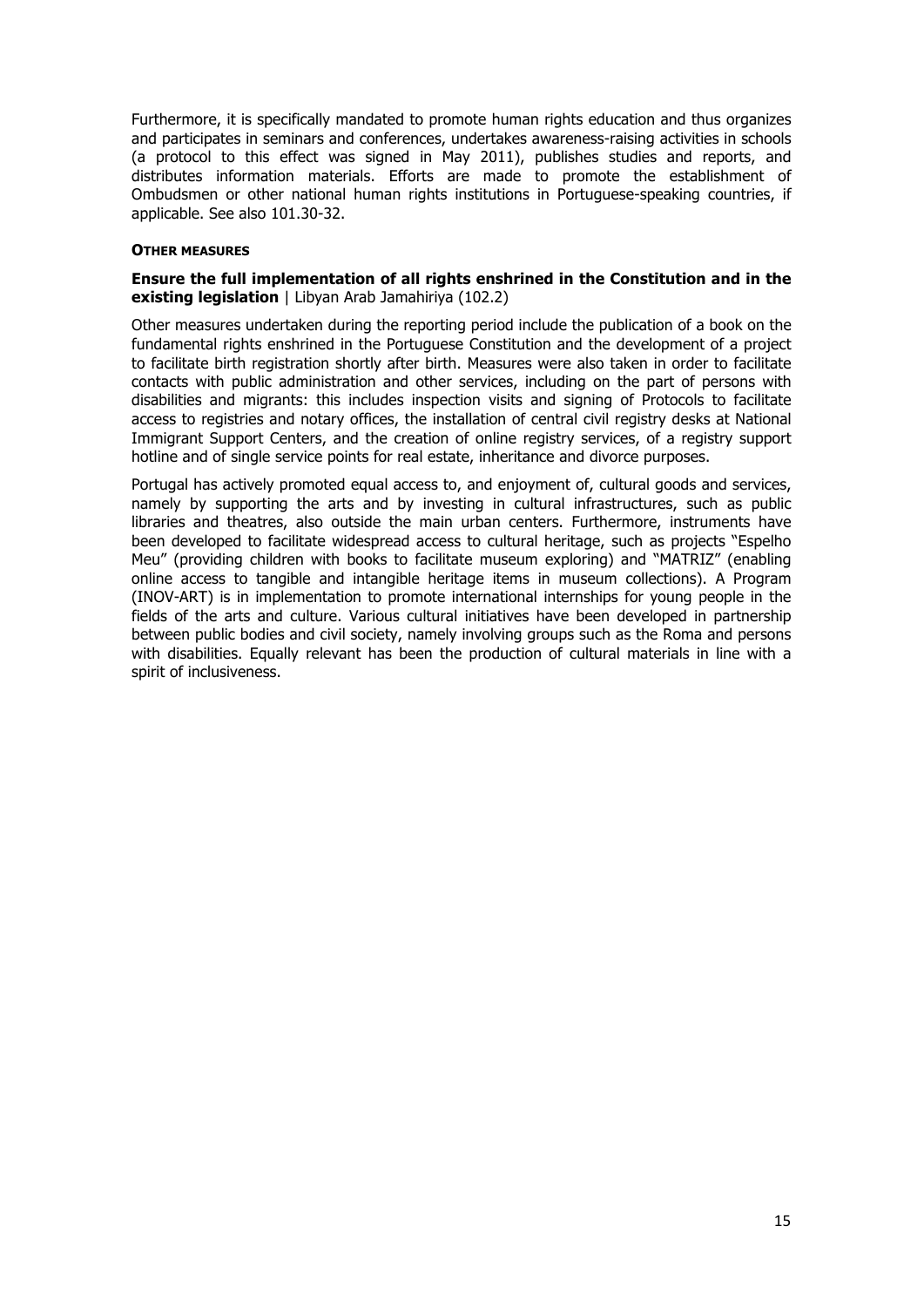Furthermore, it is specifically mandated to promote human rights education and thus organizes and participates in seminars and conferences, undertakes awareness-raising activities in schools (a protocol to this effect was signed in May 2011), publishes studies and reports, and distributes information materials. Efforts are made to promote the establishment of Ombudsmen or other national human rights institutions in Portuguese-speaking countries, if applicable. See also 101.30-32.

#### OTHER MEASURES

**Ensure the full implementation of all rights enshrined in the Constitution and in the existing legislation** | Libyan Arab Jamahiriya (102.2)

Other measures undertaken during the reporting period include the publication of a book on the fundamental rights enshrined in the Portuguese Constitution and the development of a project to facilitate birth registration shortly after birth. Measures were also taken in order to facilitate contacts with public administration and other services, including on the part of persons with disabilities and migrants: this includes inspection visits and signing of Protocols to facilitate access to registries and notary offices, the installation of central civil registry desks at National Immigrant Support Centers, and the creation of online registry services, of a registry support hotline and of single service points for real estate, inheritance and divorce purposes.

Portugal has actively promoted equal access to, and enjoyment of, cultural goods and services, namely by supporting the arts and by investing in cultural infrastructures, such as public libraries and theatres, also outside the main urban centers. Furthermore, instruments have been developed to facilitate widespread access to cultural heritage, such as projects "Espelho Meu" (providing children with books to facilitate museum exploring) and "MATRIZ" (enabling online access to tangible and intangible heritage items in museum collections). A Program (INOV-ART) is in implementation to promote international internships for young people in the fields of the arts and culture. Various cultural initiatives have been developed in partnership between public bodies and civil society, namely involving groups such as the Roma and persons with disabilities. Equally relevant has been the production of cultural materials in line with a spirit of inclusiveness.